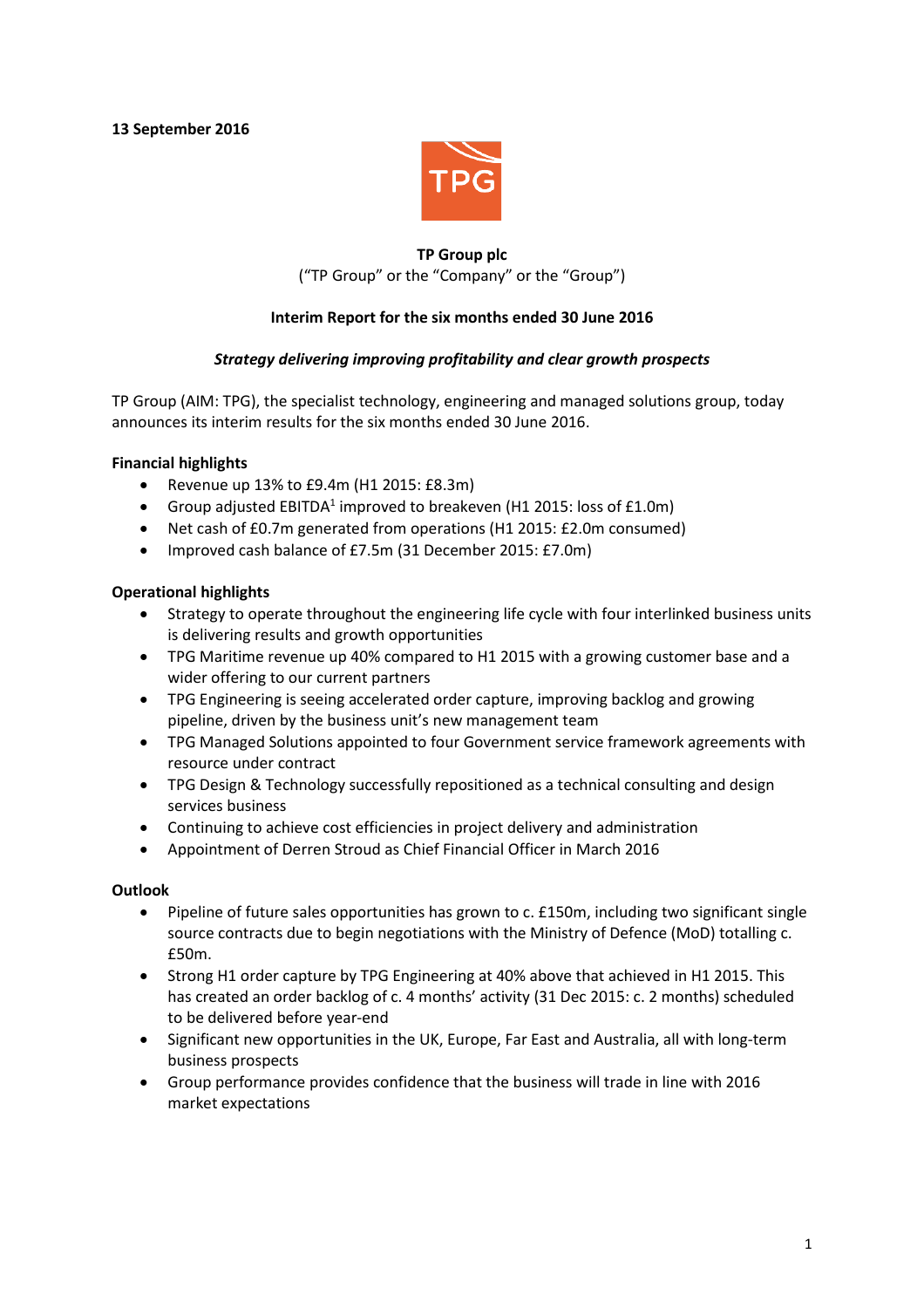**13 September 2016**

**TP Group plc**

("TP Group" or the "Company" or the "Group")

**Interim Report for the six months ended 30 June 2016**

***Strategy delivering improving profitability and clear growth prospects***

TP Group (AIM: TPG), the specialist technology, engineering and managed solutions group, today announces its interim results for the six months ended 30 June 2016.

**Financial highlights**

- Revenue up 13% to £9.4m (H1 2015: £8.3m)
- Group adjusted EBITDA[1] improved to breakeven (H1 2015: loss of £1.0m)
- Net cash of £0.7m generated from operations (H1 2015: £2.0m consumed)
- Improved cash balance of £7.5m (31 December 2015: £7.0m)

**Operational highlights**

- Strategy to operate throughout the engineering life cycle with four interlinked business units is delivering results and growth opportunities
- TPG Maritime revenue up 40% compared to H1 2015 with a growing customer base and a wider offering to our current partners
- TPG Engineering is seeing accelerated order capture, improving backlog and growing pipeline, driven by the business unit's new management team
- TPG Managed Solutions appointed to four Government service framework agreements with resource under contract
- TPG Design & Technology successfully repositioned as a technical consulting and design services business
- Continuing to achieve cost efficiencies in project delivery and administration
- Appointment of Derren Stroud as Chief Financial Officer in March 2016

**Outlook**

- Pipeline of future sales opportunities has grown to c. £150m, including two significant single source contracts due to begin negotiations with the Ministry of Defence (MoD) totalling c. £50m.
- Strong H1 order capture by TPG Engineering at 40% above that achieved in H1 2015. This has created an order backlog of c. 4 months' activity (31 Dec 2015: c. 2 months) scheduled to be delivered before year-end
- Significant new opportunities in the UK, Europe, Far East and Australia, all with long-term business prospects
- Group performance provides confidence that the business will trade in line with 2016 market expectations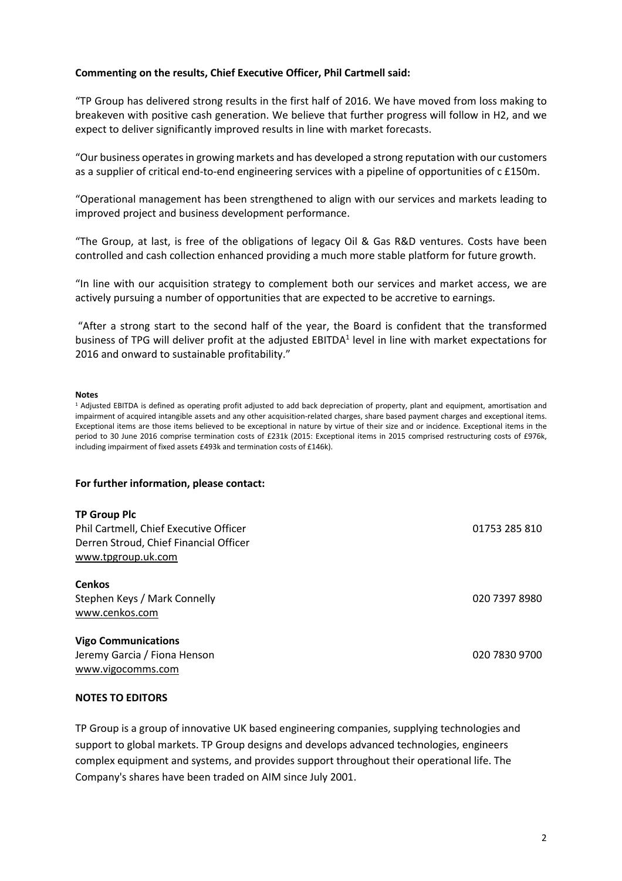**Commenting on the results, Chief Executive Officer, Phil Cartmell said:**

"TP Group has delivered strong results in the first half of 2016. We have moved from loss making to breakeven with positive cash generation. We believe that further progress will follow in H2, and we expect to deliver significantly improved results in line with market forecasts.

"Our business operates in growing markets and has developed a strong reputation with our customers as a supplier of critical end-to-end engineering services with a pipeline of opportunities of c £150m.

"Operational management has been strengthened to align with our services and markets leading to improved project and business development performance.

"The Group, at last, is free of the obligations of legacy Oil & Gas R&D ventures. Costs have been controlled and cash collection enhanced providing a much more stable platform for future growth.

"In line with our acquisition strategy to complement both our services and market access, we are actively pursuing a number of opportunities that are expected to be accretive to earnings.

"After a strong start to the second half of the year, the Board is confident that the transformed business of TPG will deliver profit at the adjusted EBITDA[1] level in line with market expectations for 2016 and onward to sustainable profitability."

**Notes**

[1] Adjusted EBITDA is defined as operating profit adjusted to add back depreciation of property, plant and equipment, amortisation and impairment of acquired intangible assets and any other acquisition-related charges, share based payment charges and exceptional items. Exceptional items are those items believed to be exceptional in nature by virtue of their size and or incidence. Exceptional items in the period to 30 June 2016 comprise termination costs of £231k (2015: Exceptional items in 2015 comprised restructuring costs of £976k, including impairment of fixed assets £493k and termination costs of £146k).

**For further information, please contact:**

**TP Group Plc**
Phil Cartmell, Chief Executive Officer — 01753 285 810
Derren Stroud, Chief Financial Officer
www.tpgroup.uk.com

**Cenkos**
Stephen Keys / Mark Connelly — 020 7397 8980
www.cenkos.com

**Vigo Communications**
Jeremy Garcia / Fiona Henson — 020 7830 9700
www.vigocomms.com

**NOTES TO EDITORS**

TP Group is a group of innovative UK based engineering companies, supplying technologies and support to global markets. TP Group designs and develops advanced technologies, engineers complex equipment and systems, and provides support throughout their operational life. The Company's shares have been traded on AIM since July 2001.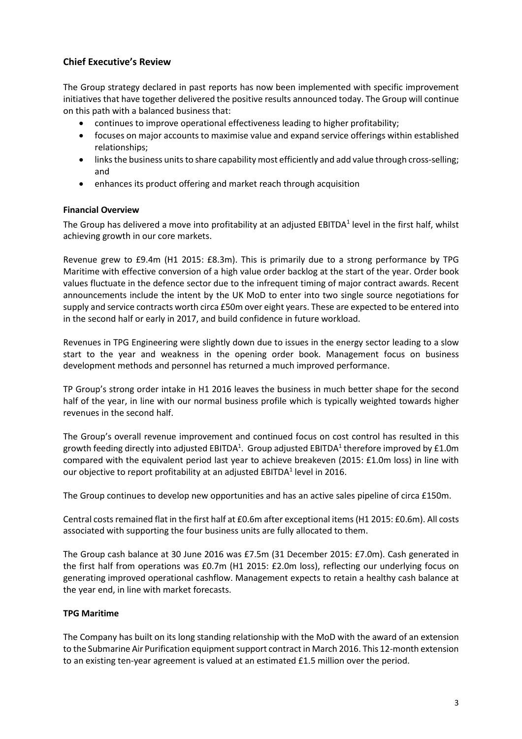## Chief Executive's Review

The Group strategy declared in past reports has now been implemented with specific improvement initiatives that have together delivered the positive results announced today. The Group will continue on this path with a balanced business that:

- continues to improve operational effectiveness leading to higher profitability;
- focuses on major accounts to maximise value and expand service offerings within established relationships;
- links the business units to share capability most efficiently and add value through cross-selling; and
- enhances its product offering and market reach through acquisition

### Financial Overview

The Group has delivered a move into profitability at an adjusted EBITDA[1] level in the first half, whilst achieving growth in our core markets.

Revenue grew to £9.4m (H1 2015: £8.3m). This is primarily due to a strong performance by TPG Maritime with effective conversion of a high value order backlog at the start of the year. Order book values fluctuate in the defence sector due to the infrequent timing of major contract awards. Recent announcements include the intent by the UK MoD to enter into two single source negotiations for supply and service contracts worth circa £50m over eight years. These are expected to be entered into in the second half or early in 2017, and build confidence in future workload.

Revenues in TPG Engineering were slightly down due to issues in the energy sector leading to a slow start to the year and weakness in the opening order book. Management focus on business development methods and personnel has returned a much improved performance.

TP Group's strong order intake in H1 2016 leaves the business in much better shape for the second half of the year, in line with our normal business profile which is typically weighted towards higher revenues in the second half.

The Group's overall revenue improvement and continued focus on cost control has resulted in this growth feeding directly into adjusted EBITDA[1]. Group adjusted EBITDA[1] therefore improved by £1.0m compared with the equivalent period last year to achieve breakeven (2015: £1.0m loss) in line with our objective to report profitability at an adjusted EBITDA[1] level in 2016.

The Group continues to develop new opportunities and has an active sales pipeline of circa £150m.

Central costs remained flat in the first half at £0.6m after exceptional items (H1 2015: £0.6m). All costs associated with supporting the four business units are fully allocated to them.

The Group cash balance at 30 June 2016 was £7.5m (31 December 2015: £7.0m). Cash generated in the first half from operations was £0.7m (H1 2015: £2.0m loss), reflecting our underlying focus on generating improved operational cashflow. Management expects to retain a healthy cash balance at the year end, in line with market forecasts.

### TPG Maritime

The Company has built on its long standing relationship with the MoD with the award of an extension to the Submarine Air Purification equipment support contract in March 2016. This 12-month extension to an existing ten-year agreement is valued at an estimated £1.5 million over the period.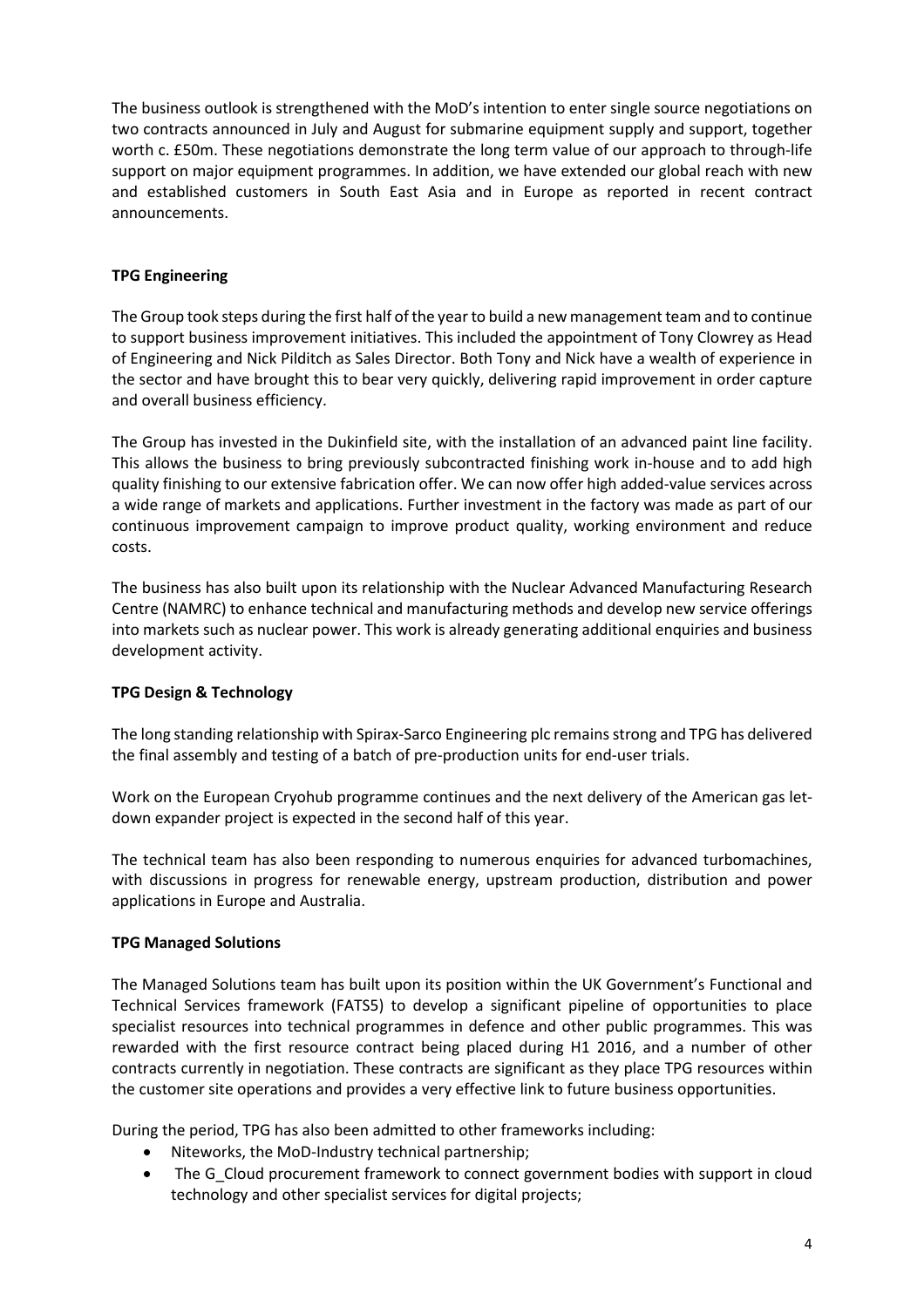The business outlook is strengthened with the MoD's intention to enter single source negotiations on two contracts announced in July and August for submarine equipment supply and support, together worth c. £50m. These negotiations demonstrate the long term value of our approach to through-life support on major equipment programmes. In addition, we have extended our global reach with new and established customers in South East Asia and in Europe as reported in recent contract announcements.

**TPG Engineering**

The Group took steps during the first half of the year to build a new management team and to continue to support business improvement initiatives. This included the appointment of Tony Clowrey as Head of Engineering and Nick Pilditch as Sales Director. Both Tony and Nick have a wealth of experience in the sector and have brought this to bear very quickly, delivering rapid improvement in order capture and overall business efficiency.

The Group has invested in the Dukinfield site, with the installation of an advanced paint line facility. This allows the business to bring previously subcontracted finishing work in-house and to add high quality finishing to our extensive fabrication offer. We can now offer high added-value services across a wide range of markets and applications. Further investment in the factory was made as part of our continuous improvement campaign to improve product quality, working environment and reduce costs.

The business has also built upon its relationship with the Nuclear Advanced Manufacturing Research Centre (NAMRC) to enhance technical and manufacturing methods and develop new service offerings into markets such as nuclear power. This work is already generating additional enquiries and business development activity.

**TPG Design & Technology**

The long standing relationship with Spirax-Sarco Engineering plc remains strong and TPG has delivered the final assembly and testing of a batch of pre-production units for end-user trials.

Work on the European Cryohub programme continues and the next delivery of the American gas let-down expander project is expected in the second half of this year.

The technical team has also been responding to numerous enquiries for advanced turbomachines, with discussions in progress for renewable energy, upstream production, distribution and power applications in Europe and Australia.

**TPG Managed Solutions**

The Managed Solutions team has built upon its position within the UK Government's Functional and Technical Services framework (FATS5) to develop a significant pipeline of opportunities to place specialist resources into technical programmes in defence and other public programmes. This was rewarded with the first resource contract being placed during H1 2016, and a number of other contracts currently in negotiation. These contracts are significant as they place TPG resources within the customer site operations and provides a very effective link to future business opportunities.

During the period, TPG has also been admitted to other frameworks including:

- Niteworks, the MoD-Industry technical partnership;
- The G_Cloud procurement framework to connect government bodies with support in cloud technology and other specialist services for digital projects;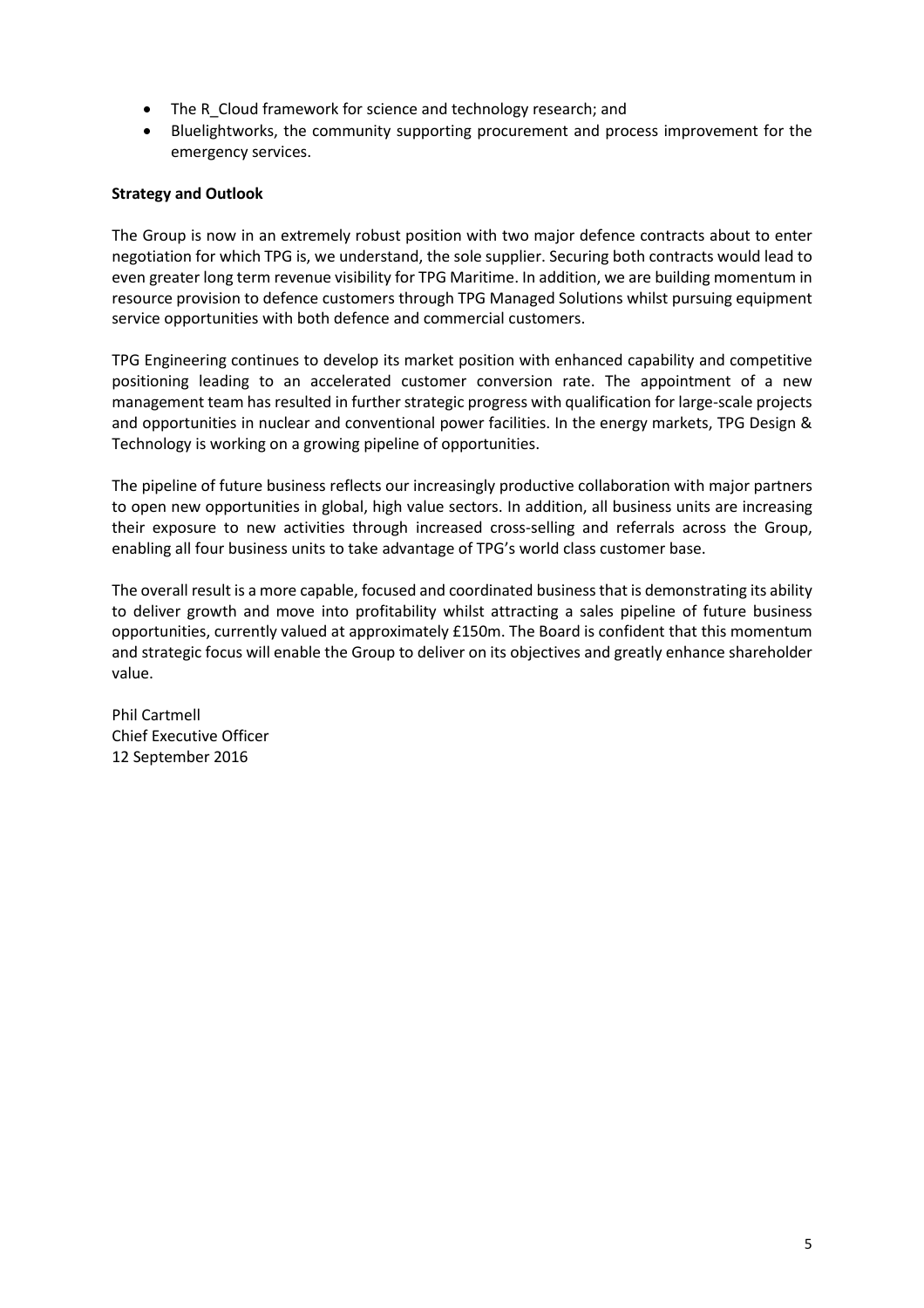- The R_Cloud framework for science and technology research; and
- Bluelightworks, the community supporting procurement and process improvement for the emergency services.

**Strategy and Outlook**

The Group is now in an extremely robust position with two major defence contracts about to enter negotiation for which TPG is, we understand, the sole supplier. Securing both contracts would lead to even greater long term revenue visibility for TPG Maritime. In addition, we are building momentum in resource provision to defence customers through TPG Managed Solutions whilst pursuing equipment service opportunities with both defence and commercial customers.

TPG Engineering continues to develop its market position with enhanced capability and competitive positioning leading to an accelerated customer conversion rate. The appointment of a new management team has resulted in further strategic progress with qualification for large-scale projects and opportunities in nuclear and conventional power facilities. In the energy markets, TPG Design & Technology is working on a growing pipeline of opportunities.

The pipeline of future business reflects our increasingly productive collaboration with major partners to open new opportunities in global, high value sectors. In addition, all business units are increasing their exposure to new activities through increased cross-selling and referrals across the Group, enabling all four business units to take advantage of TPG's world class customer base.

The overall result is a more capable, focused and coordinated business that is demonstrating its ability to deliver growth and move into profitability whilst attracting a sales pipeline of future business opportunities, currently valued at approximately £150m. The Board is confident that this momentum and strategic focus will enable the Group to deliver on its objectives and greatly enhance shareholder value.

Phil Cartmell
Chief Executive Officer
12 September 2016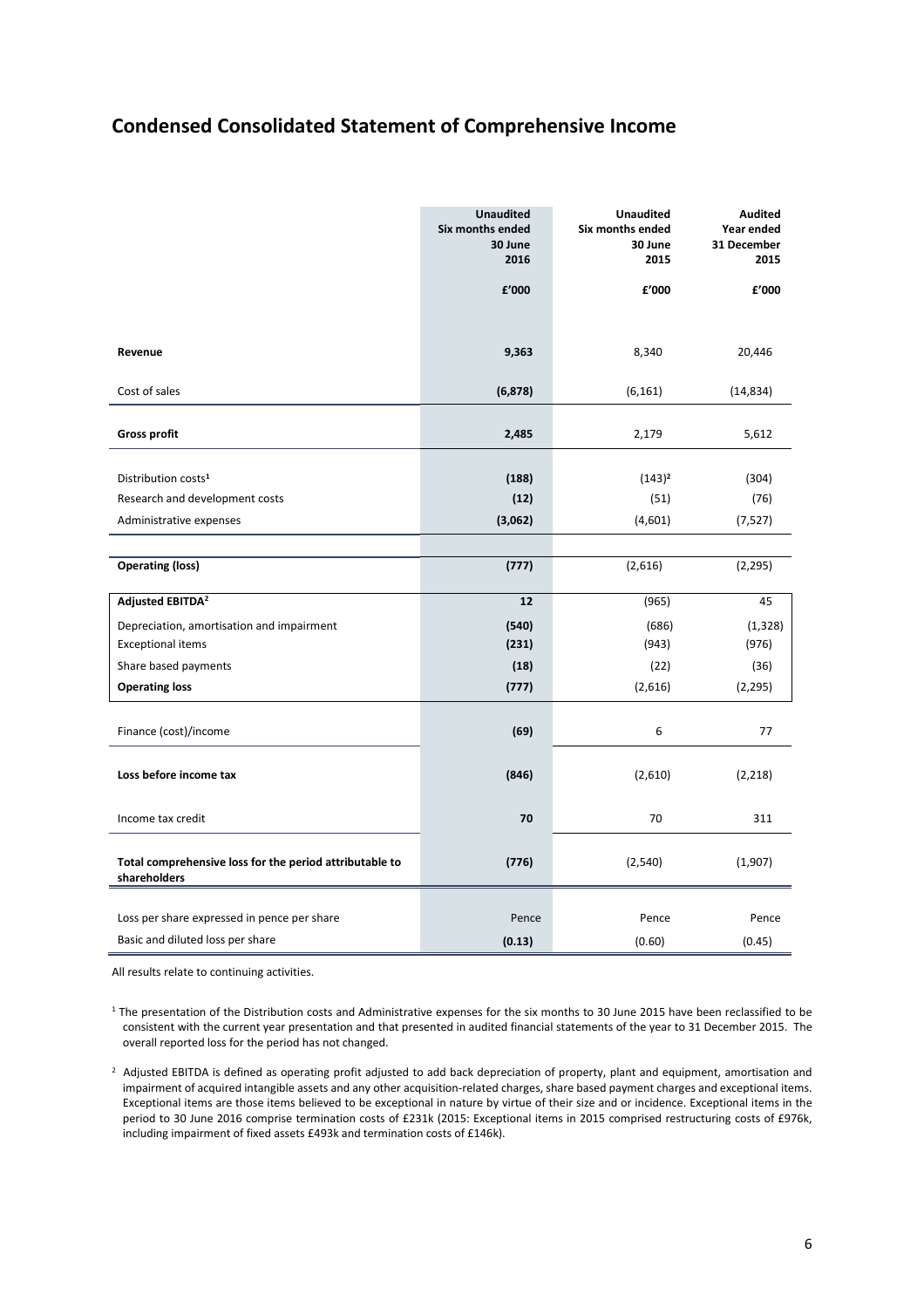## Condensed Consolidated Statement of Comprehensive Income

| | Unaudited Six months ended 30 June 2016 | Unaudited Six months ended 30 June 2015 | Audited Year ended 31 December 2015 |
|---|---|---|---|
| | £'000 | £'000 | £'000 |
| **Revenue** | **9,363** | 8,340 | 20,446 |
| Cost of sales | **(6,878)** | (6,161) | (14,834) |
| **Gross profit** | **2,485** | 2,179 | 5,612 |
| Distribution costs[1] | **(188)** | (143)[2] | (304) |
| Research and development costs | **(12)** | (51) | (76) |
| Administrative expenses | **(3,062)** | (4,601) | (7,527) |
| **Operating (loss)** | **(777)** | (2,616) | (2,295) |
| **Adjusted EBITDA[2]** | **12** | (965) | 45 |
| Depreciation, amortisation and impairment | **(540)** | (686) | (1,328) |
| Exceptional items | **(231)** | (943) | (976) |
| Share based payments | **(18)** | (22) | (36) |
| **Operating loss** | **(777)** | (2,616) | (2,295) |
| Finance (cost)/income | **(69)** | 6 | 77 |
| **Loss before income tax** | **(846)** | (2,610) | (2,218) |
| Income tax credit | **70** | 70 | 311 |
| **Total comprehensive loss for the period attributable to shareholders** | **(776)** | (2,540) | (1,907) |
| Loss per share expressed in pence per share | Pence | Pence | Pence |
| Basic and diluted loss per share | **(0.13)** | (0.60) | (0.45) |

All results relate to continuing activities.

[1] The presentation of the Distribution costs and Administrative expenses for the six months to 30 June 2015 have been reclassified to be consistent with the current year presentation and that presented in audited financial statements of the year to 31 December 2015. The overall reported loss for the period has not changed.

[2] Adjusted EBITDA is defined as operating profit adjusted to add back depreciation of property, plant and equipment, amortisation and impairment of acquired intangible assets and any other acquisition-related charges, share based payment charges and exceptional items. Exceptional items are those items believed to be exceptional in nature by virtue of their size and or incidence. Exceptional items in the period to 30 June 2016 comprise termination costs of £231k (2015: Exceptional items in 2015 comprised restructuring costs of £976k, including impairment of fixed assets £493k and termination costs of £146k).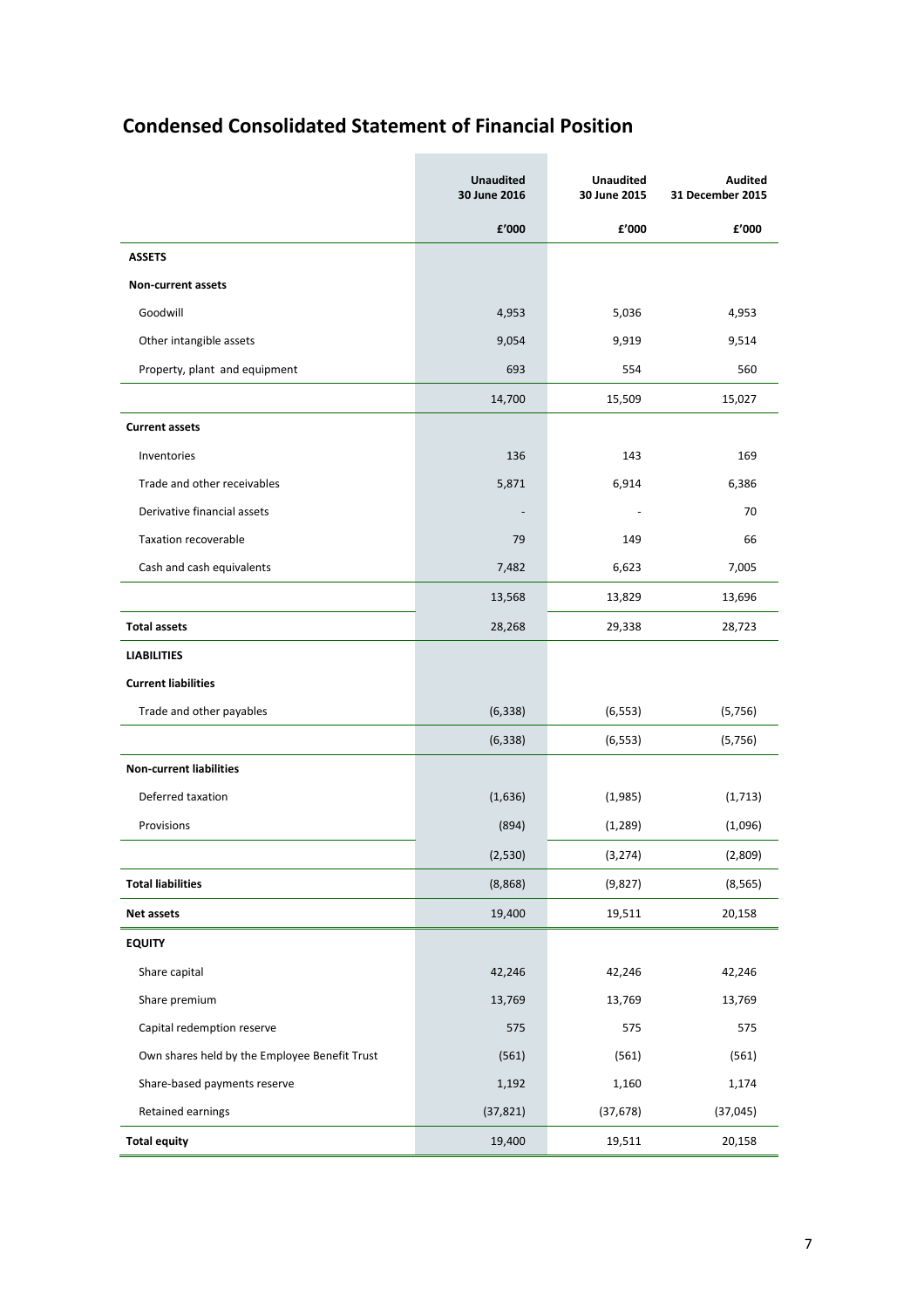## Condensed Consolidated Statement of Financial Position

| | Unaudited 30 June 2016 | Unaudited 30 June 2015 | Audited 31 December 2015 |
|---|---|---|---|
| | £'000 | £'000 | £'000 |
| **ASSETS** | | | |
| **Non-current assets** | | | |
| Goodwill | 4,953 | 5,036 | 4,953 |
| Other intangible assets | 9,054 | 9,919 | 9,514 |
| Property, plant and equipment | 693 | 554 | 560 |
| | 14,700 | 15,509 | 15,027 |
| **Current assets** | | | |
| Inventories | 136 | 143 | 169 |
| Trade and other receivables | 5,871 | 6,914 | 6,386 |
| Derivative financial assets | - | - | 70 |
| Taxation recoverable | 79 | 149 | 66 |
| Cash and cash equivalents | 7,482 | 6,623 | 7,005 |
| | 13,568 | 13,829 | 13,696 |
| **Total assets** | 28,268 | 29,338 | 28,723 |
| **LIABILITIES** | | | |
| **Current liabilities** | | | |
| Trade and other payables | (6,338) | (6,553) | (5,756) |
| | (6,338) | (6,553) | (5,756) |
| **Non-current liabilities** | | | |
| Deferred taxation | (1,636) | (1,985) | (1,713) |
| Provisions | (894) | (1,289) | (1,096) |
| | (2,530) | (3,274) | (2,809) |
| **Total liabilities** | (8,868) | (9,827) | (8,565) |
| **Net assets** | 19,400 | 19,511 | 20,158 |
| **EQUITY** | | | |
| Share capital | 42,246 | 42,246 | 42,246 |
| Share premium | 13,769 | 13,769 | 13,769 |
| Capital redemption reserve | 575 | 575 | 575 |
| Own shares held by the Employee Benefit Trust | (561) | (561) | (561) |
| Share-based payments reserve | 1,192 | 1,160 | 1,174 |
| Retained earnings | (37,821) | (37,678) | (37,045) |
| **Total equity** | 19,400 | 19,511 | 20,158 |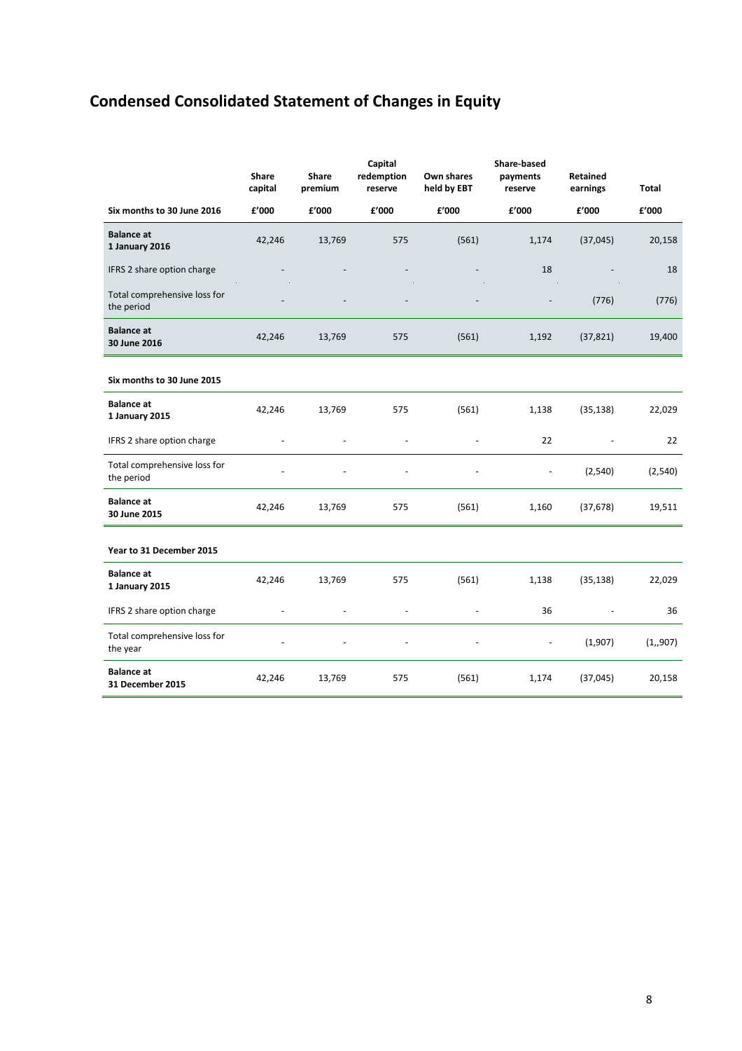# Condensed Consolidated Statement of Changes in Equity

| | Share capital | Share premium | Capital redemption reserve | Own shares held by EBT | Share-based payments reserve | Retained earnings | Total |
|---|---|---|---|---|---|---|---|
| **Six months to 30 June 2016** | **£'000** | **£'000** | **£'000** | **£'000** | **£'000** | **£'000** | **£'000** |
| **Balance at 1 January 2016** | 42,246 | 13,769 | 575 | (561) | 1,174 | (37,045) | 20,158 |
| IFRS 2 share option charge | - | - | - | - | 18 | - | 18 |
| Total comprehensive loss for the period | - | - | - | - | - | (776) | (776) |
| **Balance at 30 June 2016** | 42,246 | 13,769 | 575 | (561) | 1,192 | (37,821) | 19,400 |
| | | | | | | | |
| **Six months to 30 June 2015** | | | | | | | |
| **Balance at 1 January 2015** | 42,246 | 13,769 | 575 | (561) | 1,138 | (35,138) | 22,029 |
| IFRS 2 share option charge | - | - | - | - | 22 | - | 22 |
| Total comprehensive loss for the period | - | - | - | - | - | (2,540) | (2,540) |
| **Balance at 30 June 2015** | 42,246 | 13,769 | 575 | (561) | 1,160 | (37,678) | 19,511 |
| | | | | | | | |
| **Year to 31 December 2015** | | | | | | | |
| **Balance at 1 January 2015** | 42,246 | 13,769 | 575 | (561) | 1,138 | (35,138) | 22,029 |
| IFRS 2 share option charge | - | - | - | - | 36 | - | 36 |
| Total comprehensive loss for the year | - | - | - | - | - | (1,907) | (1,,907) |
| **Balance at 31 December 2015** | 42,246 | 13,769 | 575 | (561) | 1,174 | (37,045) | 20,158 |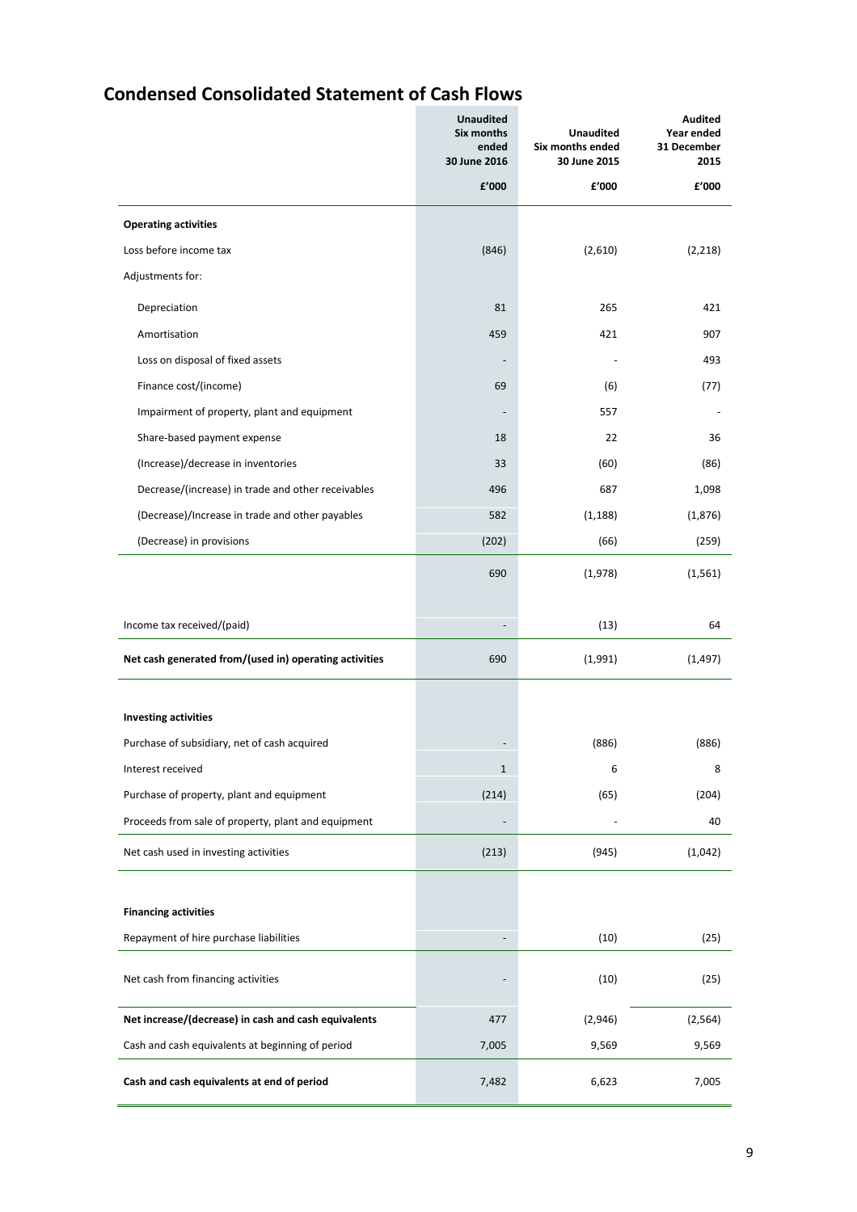## Condensed Consolidated Statement of Cash Flows

| | Unaudited Six months ended 30 June 2016 | Unaudited Six months ended 30 June 2015 | Audited Year ended 31 December 2015 |
|---|---|---|---|
| | £'000 | £'000 | £'000 |
| **Operating activities** | | | |
| Loss before income tax | (846) | (2,610) | (2,218) |
| Adjustments for: | | | |
| Depreciation | 81 | 265 | 421 |
| Amortisation | 459 | 421 | 907 |
| Loss on disposal of fixed assets | - | - | 493 |
| Finance cost/(income) | 69 | (6) | (77) |
| Impairment of property, plant and equipment | - | 557 | - |
| Share-based payment expense | 18 | 22 | 36 |
| (Increase)/decrease in inventories | 33 | (60) | (86) |
| Decrease/(increase) in trade and other receivables | 496 | 687 | 1,098 |
| (Decrease)/Increase in trade and other payables | 582 | (1,188) | (1,876) |
| (Decrease) in provisions | (202) | (66) | (259) |
| | 690 | (1,978) | (1,561) |
| Income tax received/(paid) | - | (13) | 64 |
| **Net cash generated from/(used in) operating activities** | 690 | (1,991) | (1,497) |
| **Investing activities** | | | |
| Purchase of subsidiary, net of cash acquired | - | (886) | (886) |
| Interest received | 1 | 6 | 8 |
| Purchase of property, plant and equipment | (214) | (65) | (204) |
| Proceeds from sale of property, plant and equipment | - | - | 40 |
| Net cash used in investing activities | (213) | (945) | (1,042) |
| **Financing activities** | | | |
| Repayment of hire purchase liabilities | - | (10) | (25) |
| Net cash from financing activities | - | (10) | (25) |
| **Net increase/(decrease) in cash and cash equivalents** | 477 | (2,946) | (2,564) |
| Cash and cash equivalents at beginning of period | 7,005 | 9,569 | 9,569 |
| **Cash and cash equivalents at end of period** | 7,482 | 6,623 | 7,005 |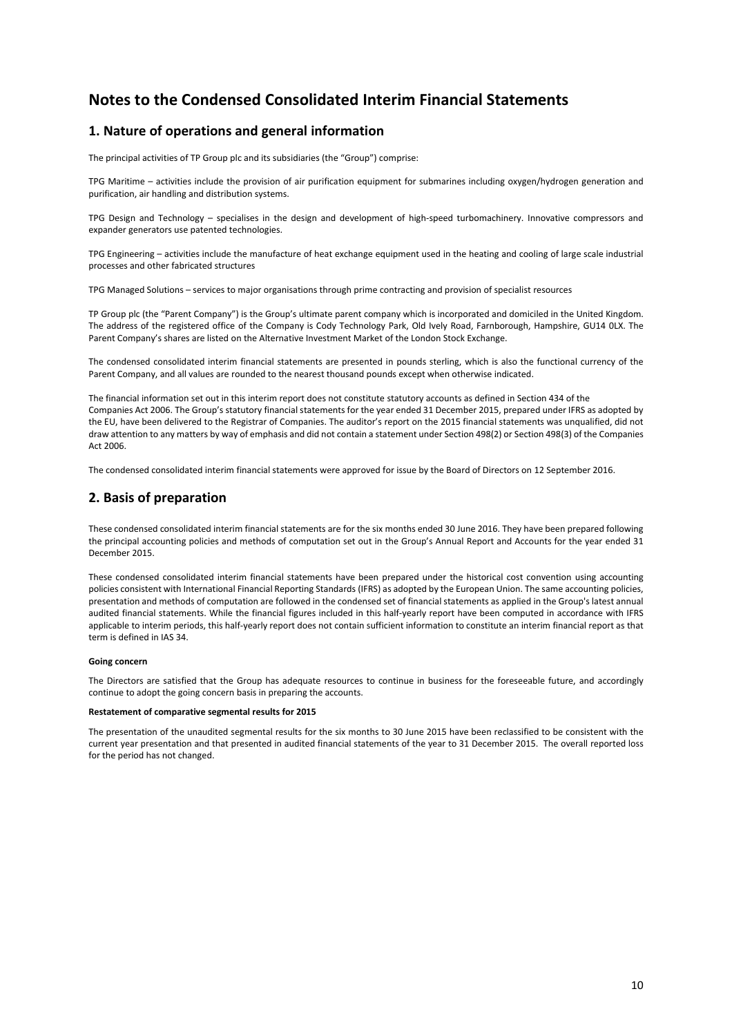# Notes to the Condensed Consolidated Interim Financial Statements

## 1. Nature of operations and general information

The principal activities of TP Group plc and its subsidiaries (the "Group") comprise:

TPG Maritime – activities include the provision of air purification equipment for submarines including oxygen/hydrogen generation and purification, air handling and distribution systems.

TPG Design and Technology – specialises in the design and development of high-speed turbomachinery. Innovative compressors and expander generators use patented technologies.

TPG Engineering – activities include the manufacture of heat exchange equipment used in the heating and cooling of large scale industrial processes and other fabricated structures

TPG Managed Solutions – services to major organisations through prime contracting and provision of specialist resources

TP Group plc (the "Parent Company") is the Group's ultimate parent company which is incorporated and domiciled in the United Kingdom. The address of the registered office of the Company is Cody Technology Park, Old Ively Road, Farnborough, Hampshire, GU14 0LX. The Parent Company's shares are listed on the Alternative Investment Market of the London Stock Exchange.

The condensed consolidated interim financial statements are presented in pounds sterling, which is also the functional currency of the Parent Company, and all values are rounded to the nearest thousand pounds except when otherwise indicated.

The financial information set out in this interim report does not constitute statutory accounts as defined in Section 434 of the Companies Act 2006. The Group's statutory financial statements for the year ended 31 December 2015, prepared under IFRS as adopted by the EU, have been delivered to the Registrar of Companies. The auditor's report on the 2015 financial statements was unqualified, did not draw attention to any matters by way of emphasis and did not contain a statement under Section 498(2) or Section 498(3) of the Companies Act 2006.

The condensed consolidated interim financial statements were approved for issue by the Board of Directors on 12 September 2016.

## 2. Basis of preparation

These condensed consolidated interim financial statements are for the six months ended 30 June 2016. They have been prepared following the principal accounting policies and methods of computation set out in the Group's Annual Report and Accounts for the year ended 31 December 2015.

These condensed consolidated interim financial statements have been prepared under the historical cost convention using accounting policies consistent with International Financial Reporting Standards (IFRS) as adopted by the European Union. The same accounting policies, presentation and methods of computation are followed in the condensed set of financial statements as applied in the Group's latest annual audited financial statements. While the financial figures included in this half-yearly report have been computed in accordance with IFRS applicable to interim periods, this half-yearly report does not contain sufficient information to constitute an interim financial report as that term is defined in IAS 34.

**Going concern**

The Directors are satisfied that the Group has adequate resources to continue in business for the foreseeable future, and accordingly continue to adopt the going concern basis in preparing the accounts.

**Restatement of comparative segmental results for 2015**

The presentation of the unaudited segmental results for the six months to 30 June 2015 have been reclassified to be consistent with the current year presentation and that presented in audited financial statements of the year to 31 December 2015. The overall reported loss for the period has not changed.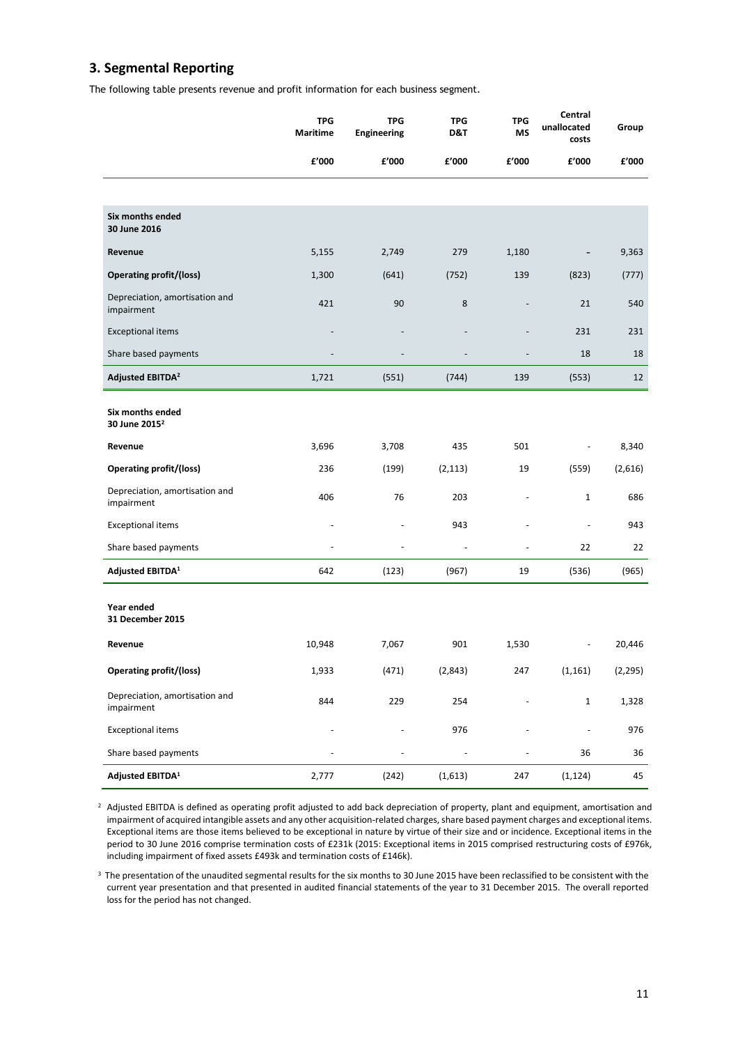## 3. Segmental Reporting

The following table presents revenue and profit information for each business segment.

| | TPG Maritime | TPG Engineering | TPG D&T | TPG MS | Central unallocated costs | Group |
|---|---|---|---|---|---|---|
| | £'000 | £'000 | £'000 | £'000 | £'000 | £'000 |
| **Six months ended 30 June 2016** | | | | | | |
| **Revenue** | 5,155 | 2,749 | 279 | 1,180 | - | 9,363 |
| **Operating profit/(loss)** | 1,300 | (641) | (752) | 139 | (823) | (777) |
| Depreciation, amortisation and impairment | 421 | 90 | 8 | - | 21 | 540 |
| Exceptional items | - | - | - | - | 231 | 231 |
| Share based payments | - | - | - | - | 18 | 18 |
| **Adjusted EBITDA[2]** | 1,721 | (551) | (744) | 139 | (553) | 12 |
| **Six months ended 30 June 2015[2]** | | | | | | |
| **Revenue** | 3,696 | 3,708 | 435 | 501 | - | 8,340 |
| **Operating profit/(loss)** | 236 | (199) | (2,113) | 19 | (559) | (2,616) |
| Depreciation, amortisation and impairment | 406 | 76 | 203 | - | 1 | 686 |
| Exceptional items | - | - | 943 | - | - | 943 |
| Share based payments | - | - | - | - | 22 | 22 |
| **Adjusted EBITDA[1]** | 642 | (123) | (967) | 19 | (536) | (965) |
| **Year ended 31 December 2015** | | | | | | |
| **Revenue** | 10,948 | 7,067 | 901 | 1,530 | - | 20,446 |
| **Operating profit/(loss)** | 1,933 | (471) | (2,843) | 247 | (1,161) | (2,295) |
| Depreciation, amortisation and impairment | 844 | 229 | 254 | - | 1 | 1,328 |
| Exceptional items | - | - | 976 | - | - | 976 |
| Share based payments | - | - | - | - | 36 | 36 |
| **Adjusted EBITDA[1]** | 2,777 | (242) | (1,613) | 247 | (1,124) | 45 |

[2] Adjusted EBITDA is defined as operating profit adjusted to add back depreciation of property, plant and equipment, amortisation and impairment of acquired intangible assets and any other acquisition-related charges, share based payment charges and exceptional items. Exceptional items are those items believed to be exceptional in nature by virtue of their size and or incidence. Exceptional items in the period to 30 June 2016 comprise termination costs of £231k (2015: Exceptional items in 2015 comprised restructuring costs of £976k, including impairment of fixed assets £493k and termination costs of £146k).

[3] The presentation of the unaudited segmental results for the six months to 30 June 2015 have been reclassified to be consistent with the current year presentation and that presented in audited financial statements of the year to 31 December 2015. The overall reported loss for the period has not changed.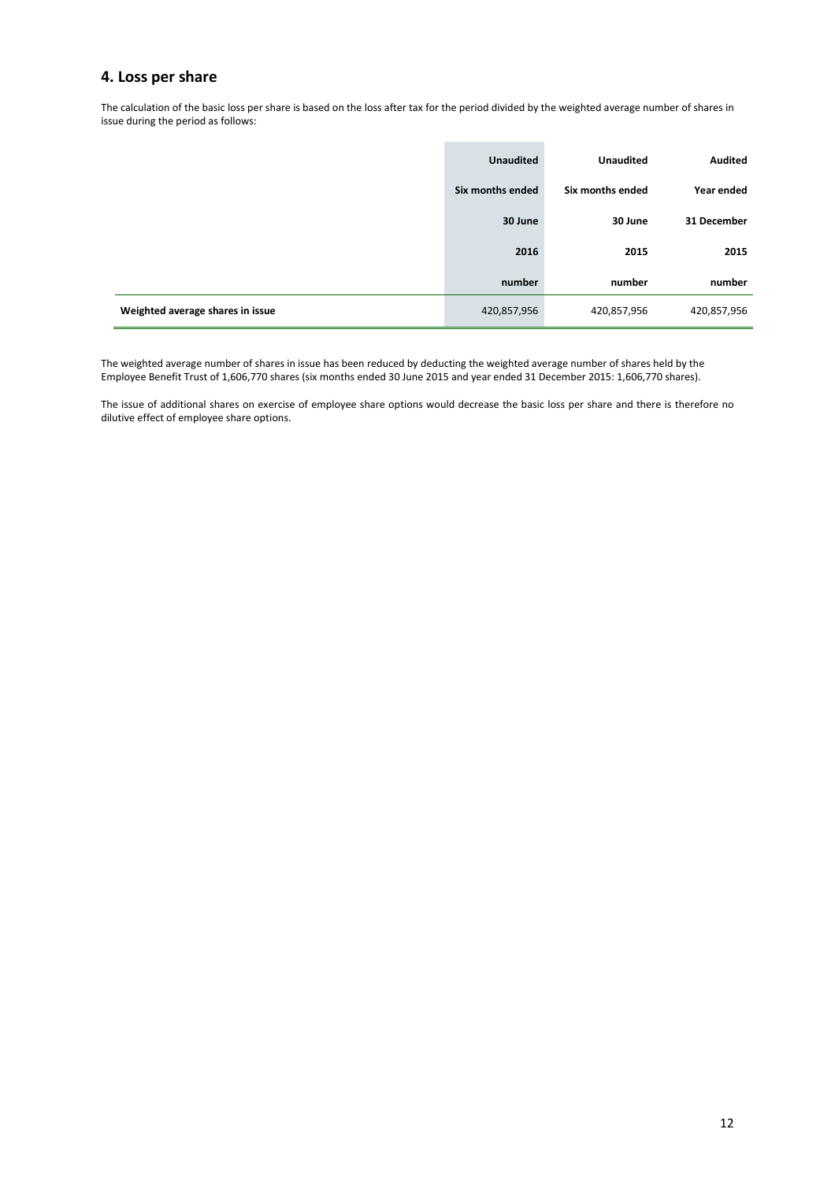## 4. Loss per share

The calculation of the basic loss per share is based on the loss after tax for the period divided by the weighted average number of shares in issue during the period as follows:

| | Unaudited Six months ended 30 June 2016 number | Unaudited Six months ended 30 June 2015 number | Audited Year ended 31 December 2015 number |
|---|---|---|---|
| **Weighted average shares in issue** | 420,857,956 | 420,857,956 | 420,857,956 |

The weighted average number of shares in issue has been reduced by deducting the weighted average number of shares held by the Employee Benefit Trust of 1,606,770 shares (six months ended 30 June 2015 and year ended 31 December 2015: 1,606,770 shares).

The issue of additional shares on exercise of employee share options would decrease the basic loss per share and there is therefore no dilutive effect of employee share options.